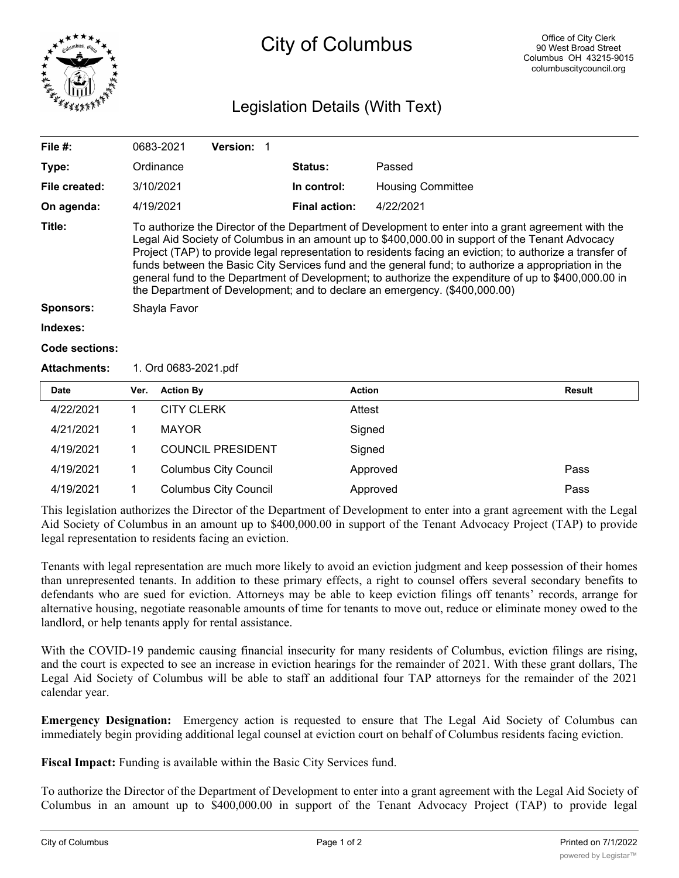# City of Columbus

Office of City Clerk
90 West Broad Street
Columbus OH 43215-9015
columbuscitycouncil.org

## Legislation Details (With Text)

| | | | |
|---|---|---|---|
| **File #:** | 0683-2021 **Version:** 1 | | |
| **Type:** | Ordinance | **Status:** | Passed |
| **File created:** | 3/10/2021 | **In control:** | Housing Committee |
| **On agenda:** | 4/19/2021 | **Final action:** | 4/22/2021 |

**Title:** To authorize the Director of the Department of Development to enter into a grant agreement with the Legal Aid Society of Columbus in an amount up to $400,000.00 in support of the Tenant Advocacy Project (TAP) to provide legal representation to residents facing an eviction; to authorize a transfer of funds between the Basic City Services fund and the general fund; to authorize a appropriation in the general fund to the Department of Development; to authorize the expenditure of up to $400,000.00 in the Department of Development; and to declare an emergency. ($400,000.00)

**Sponsors:** Shayla Favor

**Indexes:**

**Code sections:**

**Attachments:** 1. Ord 0683-2021.pdf

| Date | Ver. | Action By | Action | Result |
|---|---|---|---|---|
| 4/22/2021 | 1 | CITY CLERK | Attest | |
| 4/21/2021 | 1 | MAYOR | Signed | |
| 4/19/2021 | 1 | COUNCIL PRESIDENT | Signed | |
| 4/19/2021 | 1 | Columbus City Council | Approved | Pass |
| 4/19/2021 | 1 | Columbus City Council | Approved | Pass |

This legislation authorizes the Director of the Department of Development to enter into a grant agreement with the Legal Aid Society of Columbus in an amount up to $400,000.00 in support of the Tenant Advocacy Project (TAP) to provide legal representation to residents facing an eviction.

Tenants with legal representation are much more likely to avoid an eviction judgment and keep possession of their homes than unrepresented tenants. In addition to these primary effects, a right to counsel offers several secondary benefits to defendants who are sued for eviction. Attorneys may be able to keep eviction filings off tenants' records, arrange for alternative housing, negotiate reasonable amounts of time for tenants to move out, reduce or eliminate money owed to the landlord, or help tenants apply for rental assistance.

With the COVID-19 pandemic causing financial insecurity for many residents of Columbus, eviction filings are rising, and the court is expected to see an increase in eviction hearings for the remainder of 2021. With these grant dollars, The Legal Aid Society of Columbus will be able to staff an additional four TAP attorneys for the remainder of the 2021 calendar year.

**Emergency Designation:** Emergency action is requested to ensure that The Legal Aid Society of Columbus can immediately begin providing additional legal counsel at eviction court on behalf of Columbus residents facing eviction.

**Fiscal Impact:** Funding is available within the Basic City Services fund.

To authorize the Director of the Department of Development to enter into a grant agreement with the Legal Aid Society of Columbus in an amount up to $400,000.00 in support of the Tenant Advocacy Project (TAP) to provide legal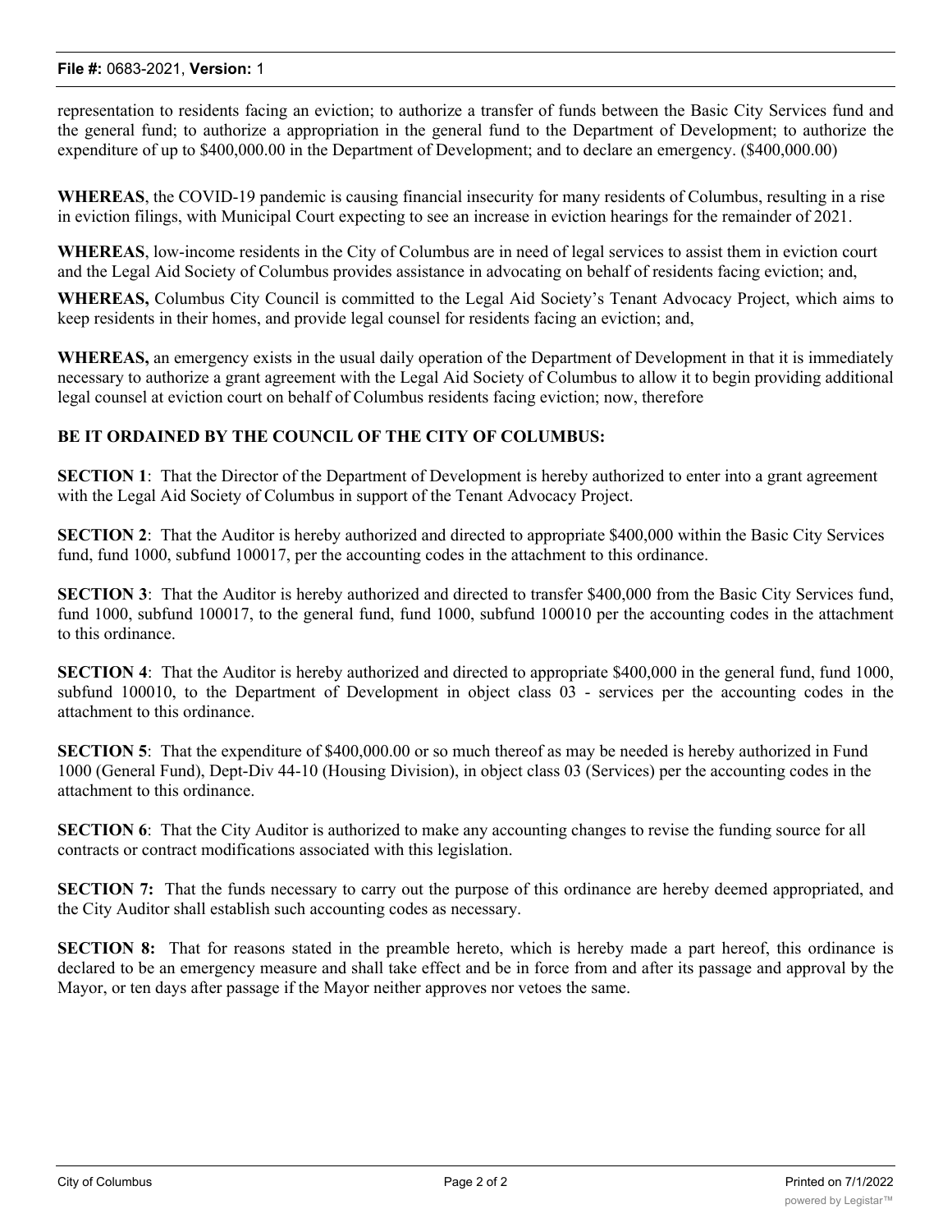representation to residents facing an eviction; to authorize a transfer of funds between the Basic City Services fund and the general fund; to authorize a appropriation in the general fund to the Department of Development; to authorize the expenditure of up to $400,000.00 in the Department of Development; and to declare an emergency. ($400,000.00)

**WHEREAS**, the COVID-19 pandemic is causing financial insecurity for many residents of Columbus, resulting in a rise in eviction filings, with Municipal Court expecting to see an increase in eviction hearings for the remainder of 2021.

**WHEREAS**, low-income residents in the City of Columbus are in need of legal services to assist them in eviction court and the Legal Aid Society of Columbus provides assistance in advocating on behalf of residents facing eviction; and,

**WHEREAS,** Columbus City Council is committed to the Legal Aid Society's Tenant Advocacy Project, which aims to keep residents in their homes, and provide legal counsel for residents facing an eviction; and,

**WHEREAS,** an emergency exists in the usual daily operation of the Department of Development in that it is immediately necessary to authorize a grant agreement with the Legal Aid Society of Columbus to allow it to begin providing additional legal counsel at eviction court on behalf of Columbus residents facing eviction; now, therefore

**BE IT ORDAINED BY THE COUNCIL OF THE CITY OF COLUMBUS:**

**SECTION 1**: That the Director of the Department of Development is hereby authorized to enter into a grant agreement with the Legal Aid Society of Columbus in support of the Tenant Advocacy Project.

**SECTION 2**: That the Auditor is hereby authorized and directed to appropriate $400,000 within the Basic City Services fund, fund 1000, subfund 100017, per the accounting codes in the attachment to this ordinance.

**SECTION 3**: That the Auditor is hereby authorized and directed to transfer $400,000 from the Basic City Services fund, fund 1000, subfund 100017, to the general fund, fund 1000, subfund 100010 per the accounting codes in the attachment to this ordinance.

**SECTION 4**: That the Auditor is hereby authorized and directed to appropriate $400,000 in the general fund, fund 1000, subfund 100010, to the Department of Development in object class 03 - services per the accounting codes in the attachment to this ordinance.

**SECTION 5**: That the expenditure of $400,000.00 or so much thereof as may be needed is hereby authorized in Fund 1000 (General Fund), Dept-Div 44-10 (Housing Division), in object class 03 (Services) per the accounting codes in the attachment to this ordinance.

**SECTION 6**: That the City Auditor is authorized to make any accounting changes to revise the funding source for all contracts or contract modifications associated with this legislation.

**SECTION 7:** That the funds necessary to carry out the purpose of this ordinance are hereby deemed appropriated, and the City Auditor shall establish such accounting codes as necessary.

**SECTION 8:** That for reasons stated in the preamble hereto, which is hereby made a part hereof, this ordinance is declared to be an emergency measure and shall take effect and be in force from and after its passage and approval by the Mayor, or ten days after passage if the Mayor neither approves nor vetoes the same.